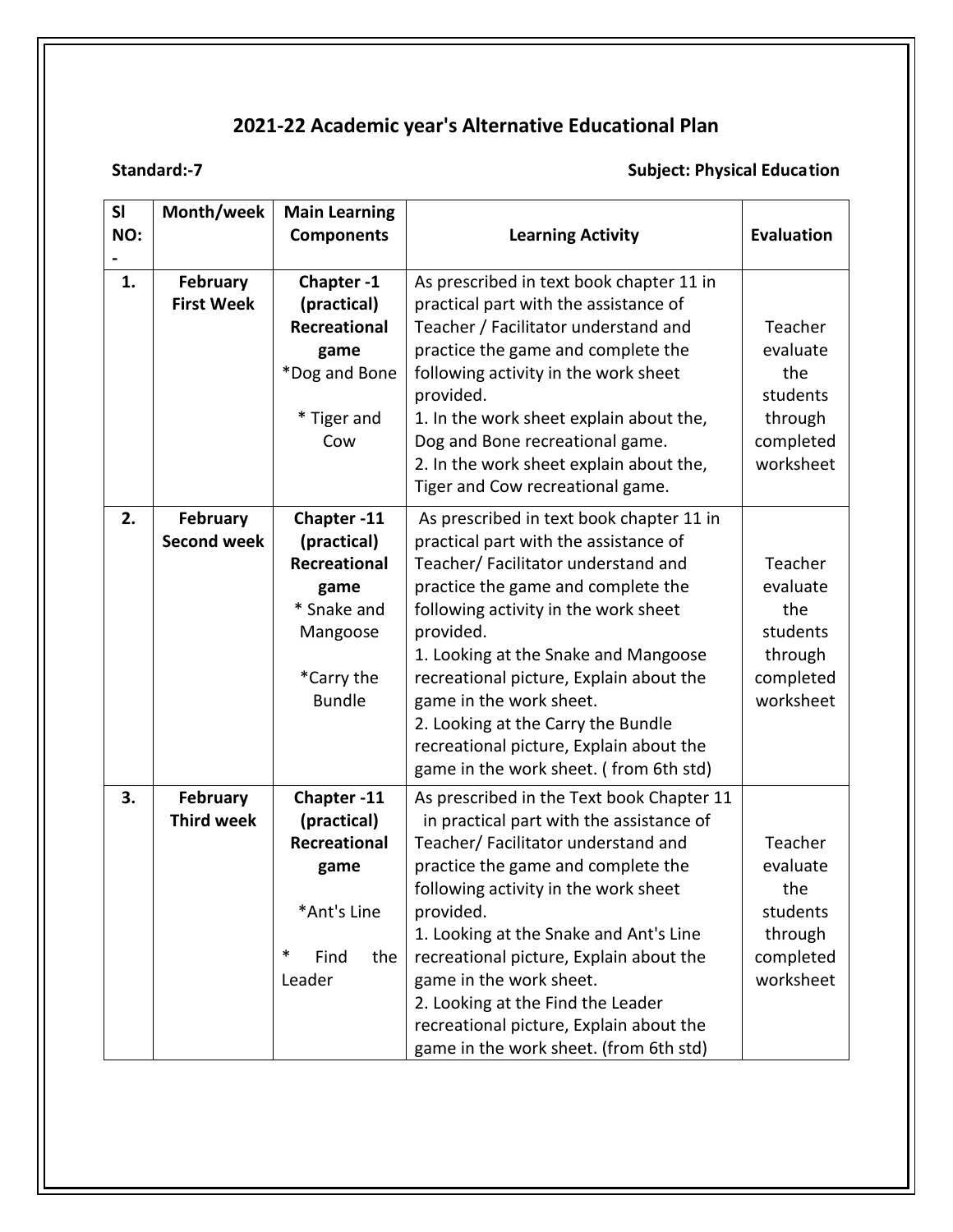# 2021-22 Academic year's Alternative Educational Plan

**Standard:-7** **Subject: Physical Education**

| Sl NO:- | Month/week | Main Learning Components | Learning Activity | Evaluation |
|---|---|---|---|---|
| **1.** | **February First Week** | **Chapter -1 (practical) Recreational game** *Dog and Bone * Tiger and Cow | As prescribed in text book chapter 11 in practical part with the assistance of Teacher / Facilitator understand and practice the game and complete the following activity in the work sheet provided. 1. In the work sheet explain about the, Dog and Bone recreational game. 2. In the work sheet explain about the, Tiger and Cow recreational game. | Teacher evaluate the students through completed worksheet |
| **2.** | **February Second week** | **Chapter -11 (practical) Recreational game** * Snake and Mangoose *Carry the Bundle | As prescribed in text book chapter 11 in practical part with the assistance of Teacher/ Facilitator understand and practice the game and complete the following activity in the work sheet provided. 1. Looking at the Snake and Mangoose recreational picture, Explain about the game in the work sheet. 2. Looking at the Carry the Bundle recreational picture, Explain about the game in the work sheet. ( from 6th std) | Teacher evaluate the students through completed worksheet |
| **3.** | **February Third week** | **Chapter -11 (practical) Recreational game** *Ant's Line * Find the Leader | As prescribed in the Text book Chapter 11 in practical part with the assistance of Teacher/ Facilitator understand and practice the game and complete the following activity in the work sheet provided. 1. Looking at the Snake and Ant's Line recreational picture, Explain about the game in the work sheet. 2. Looking at the Find the Leader recreational picture, Explain about the game in the work sheet. (from 6th std) | Teacher evaluate the students through completed worksheet |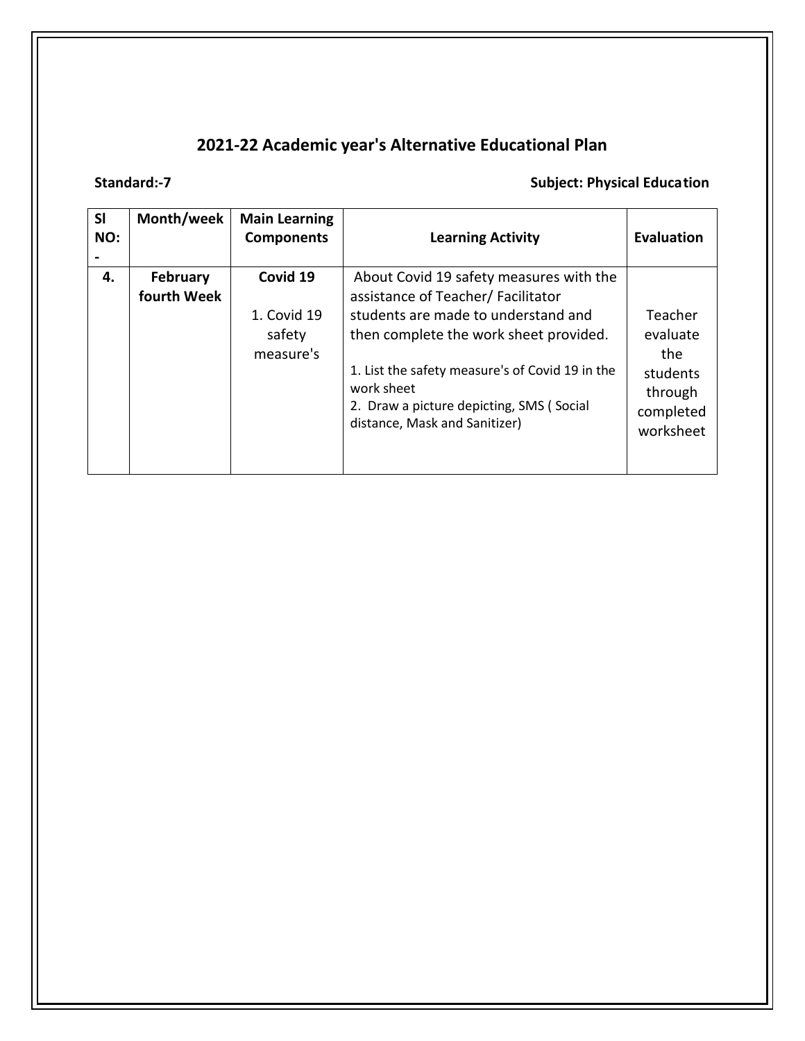## 2021-22 Academic year's Alternative Educational Plan

**Standard:-7** **Subject: Physical Education**

| Sl NO:- | Month/week | Main Learning Components | Learning Activity | Evaluation |
|---|---|---|---|---|
| **4.** | **February fourth Week** | **Covid 19**<br><br>1. Covid 19 safety measure's | About Covid 19 safety measures with the assistance of Teacher/ Facilitator students are made to understand and then complete the work sheet provided.<br><br>1. List the safety measure's of Covid 19 in the work sheet<br>2. Draw a picture depicting, SMS ( Social distance, Mask and Sanitizer) | Teacher evaluate the students through completed worksheet |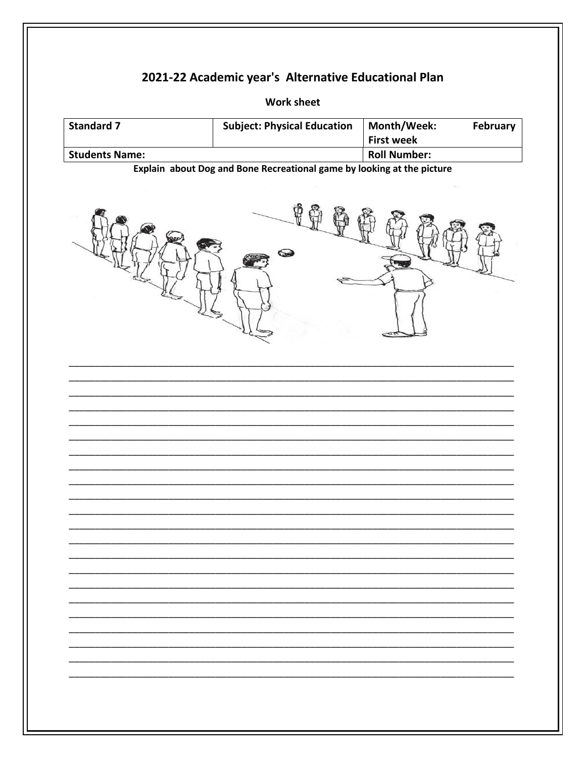# 2021-22 Academic year's Alternative Educational Plan

**Work sheet**

| Standard 7 | Subject: Physical Education | Month/Week: February First week |
|---|---|---|
| Students Name: | | Roll Number: |

**Explain about Dog and Bone Recreational game by looking at the picture**

______________________________________________________________________________
______________________________________________________________________________
______________________________________________________________________________
______________________________________________________________________________
______________________________________________________________________________
______________________________________________________________________________
______________________________________________________________________________
______________________________________________________________________________
______________________________________________________________________________
______________________________________________________________________________
______________________________________________________________________________
______________________________________________________________________________
______________________________________________________________________________
______________________________________________________________________________
______________________________________________________________________________
______________________________________________________________________________
______________________________________________________________________________
______________________________________________________________________________
______________________________________________________________________________
______________________________________________________________________________
______________________________________________________________________________
______________________________________________________________________________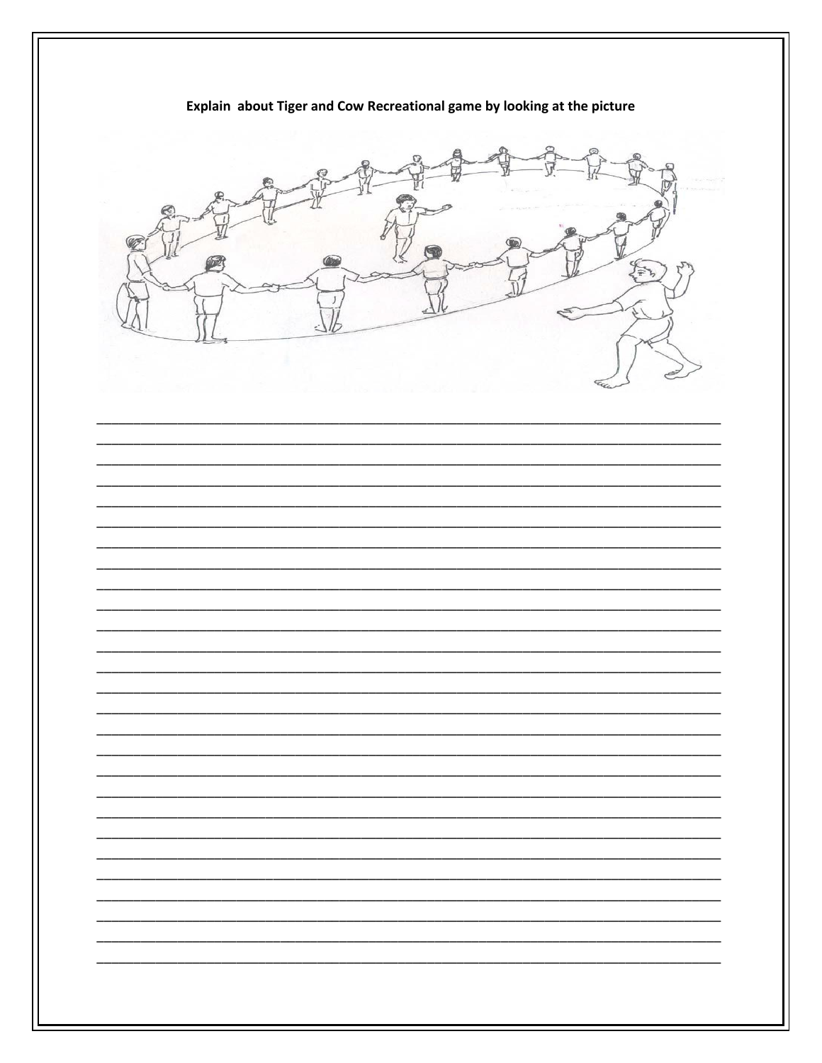**Explain about Tiger and Cow Recreational game by looking at the picture**

___________________________________________________________________________
___________________________________________________________________________
___________________________________________________________________________
___________________________________________________________________________
___________________________________________________________________________
___________________________________________________________________________
___________________________________________________________________________
___________________________________________________________________________
___________________________________________________________________________
___________________________________________________________________________
___________________________________________________________________________
___________________________________________________________________________
___________________________________________________________________________
___________________________________________________________________________
___________________________________________________________________________
___________________________________________________________________________
___________________________________________________________________________
___________________________________________________________________________
___________________________________________________________________________
___________________________________________________________________________
___________________________________________________________________________
___________________________________________________________________________
___________________________________________________________________________
___________________________________________________________________________
___________________________________________________________________________
___________________________________________________________________________
___________________________________________________________________________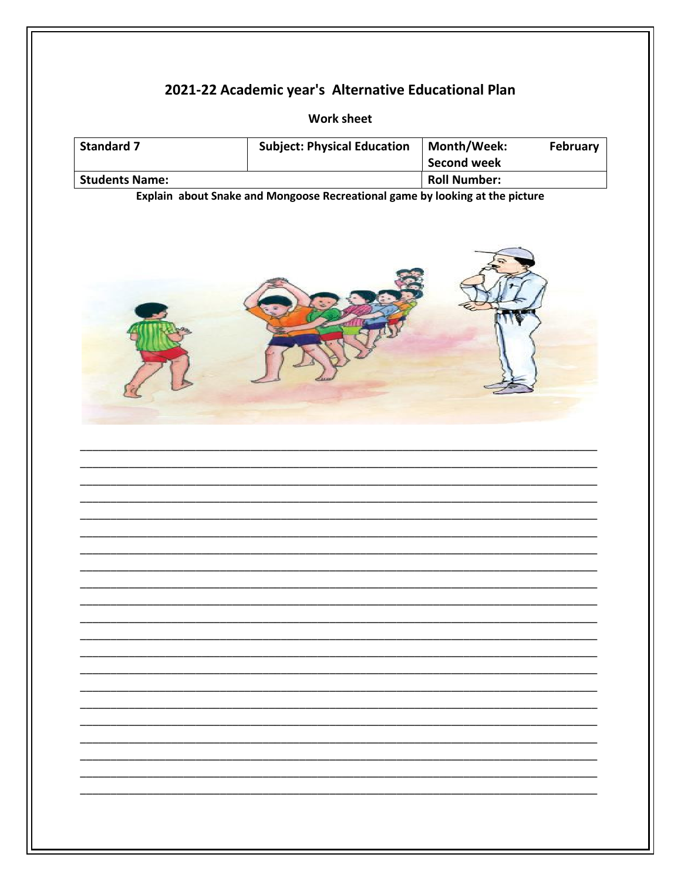# 2021-22 Academic year's Alternative Educational Plan

**Work sheet**

| Standard 7 | Subject: Physical Education | Month/Week: February Second week |
|---|---|---|
| Students Name: | | Roll Number: |

**Explain about Snake and Mongoose Recreational game by looking at the picture**

___________________________________________________________________________
___________________________________________________________________________
___________________________________________________________________________
___________________________________________________________________________
___________________________________________________________________________
___________________________________________________________________________
___________________________________________________________________________
___________________________________________________________________________
___________________________________________________________________________
___________________________________________________________________________
___________________________________________________________________________
___________________________________________________________________________
___________________________________________________________________________
___________________________________________________________________________
___________________________________________________________________________
___________________________________________________________________________
___________________________________________________________________________
___________________________________________________________________________
___________________________________________________________________________
___________________________________________________________________________
___________________________________________________________________________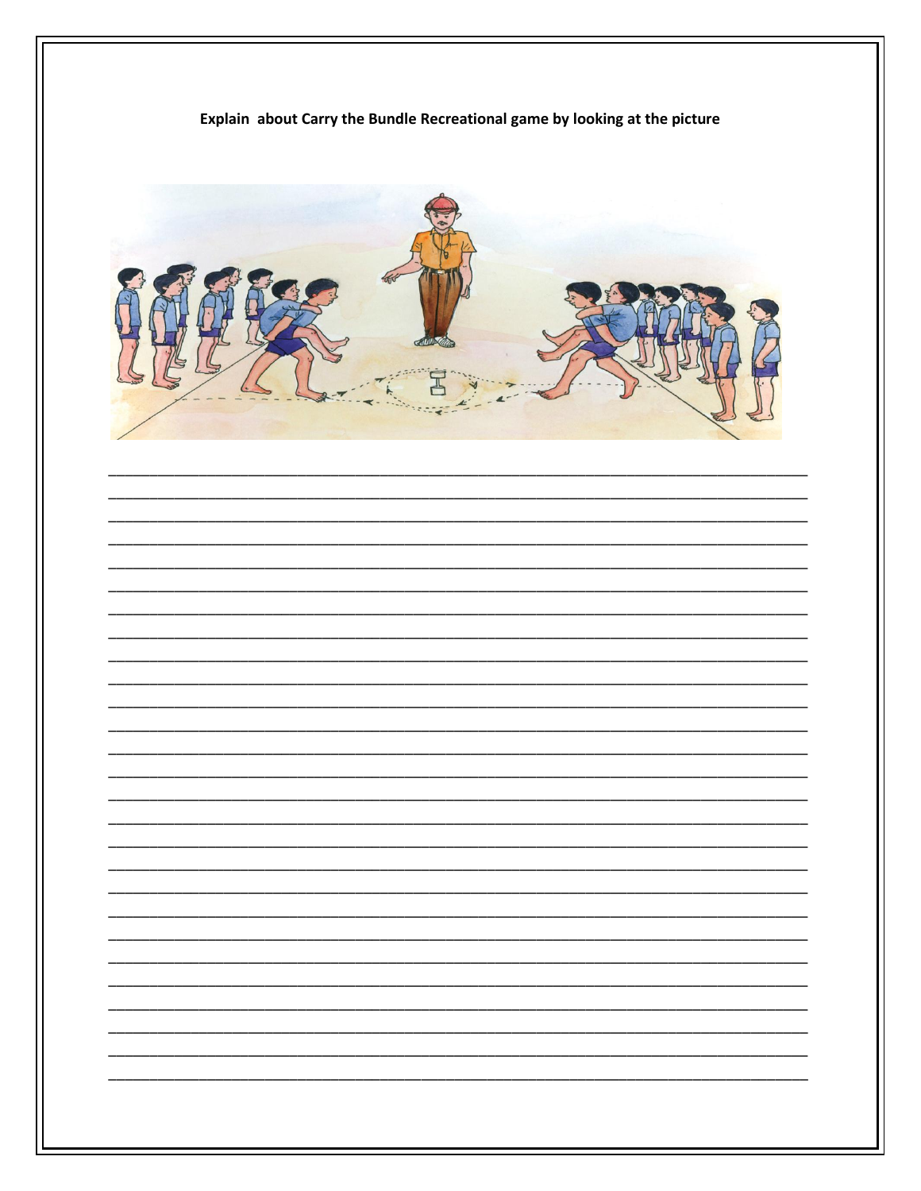**Explain about Carry the Bundle Recreational game by looking at the picture**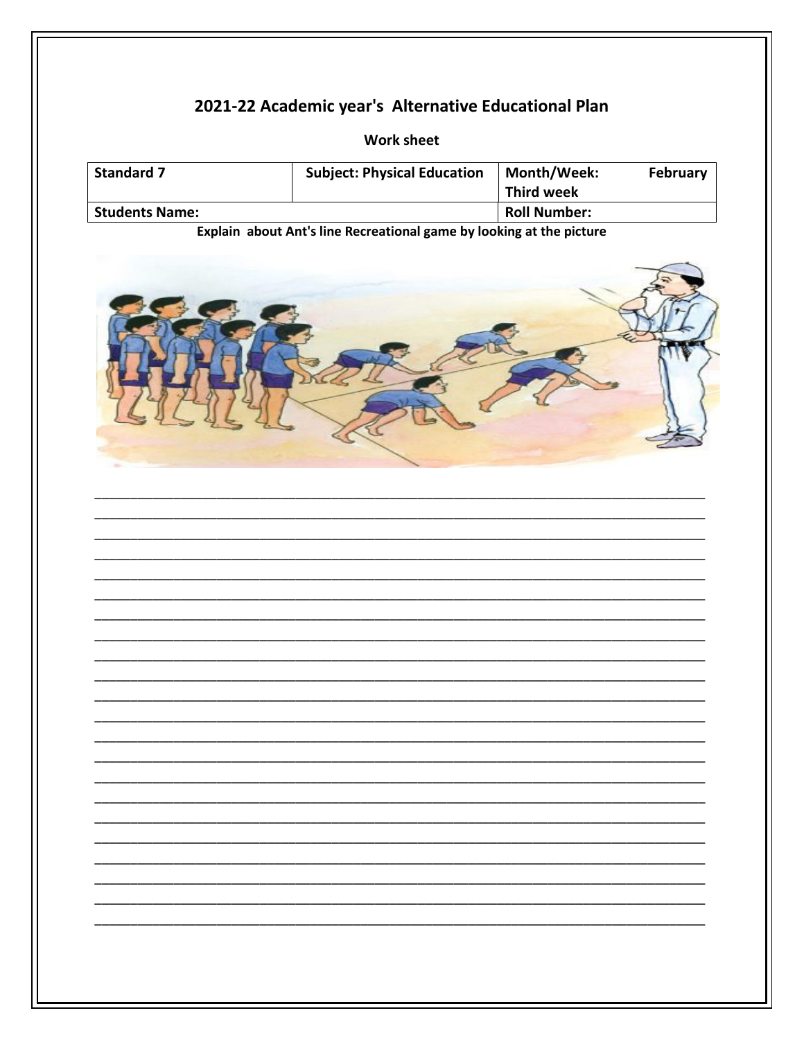# 2021-22 Academic year's Alternative Educational Plan

**Work sheet**

| Standard 7 | Subject: Physical Education | Month/Week: February Third week |
|---|---|---|
| Students Name: | | Roll Number: |

**Explain about Ant's line Recreational game by looking at the picture**

______________________________________________________________________________

______________________________________________________________________________

______________________________________________________________________________

______________________________________________________________________________

______________________________________________________________________________

______________________________________________________________________________

______________________________________________________________________________

______________________________________________________________________________

______________________________________________________________________________

______________________________________________________________________________

______________________________________________________________________________

______________________________________________________________________________

______________________________________________________________________________

______________________________________________________________________________

______________________________________________________________________________

______________________________________________________________________________

______________________________________________________________________________

______________________________________________________________________________

______________________________________________________________________________

______________________________________________________________________________

______________________________________________________________________________

______________________________________________________________________________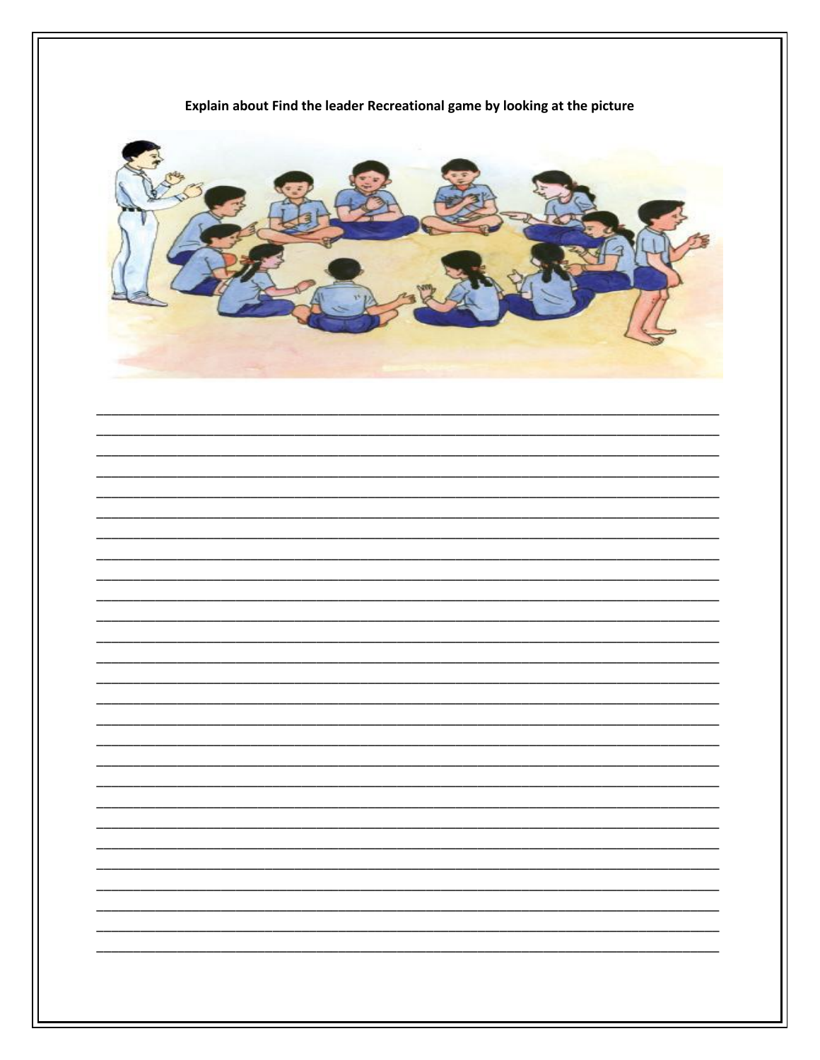**Explain about Find the leader Recreational game by looking at the picture**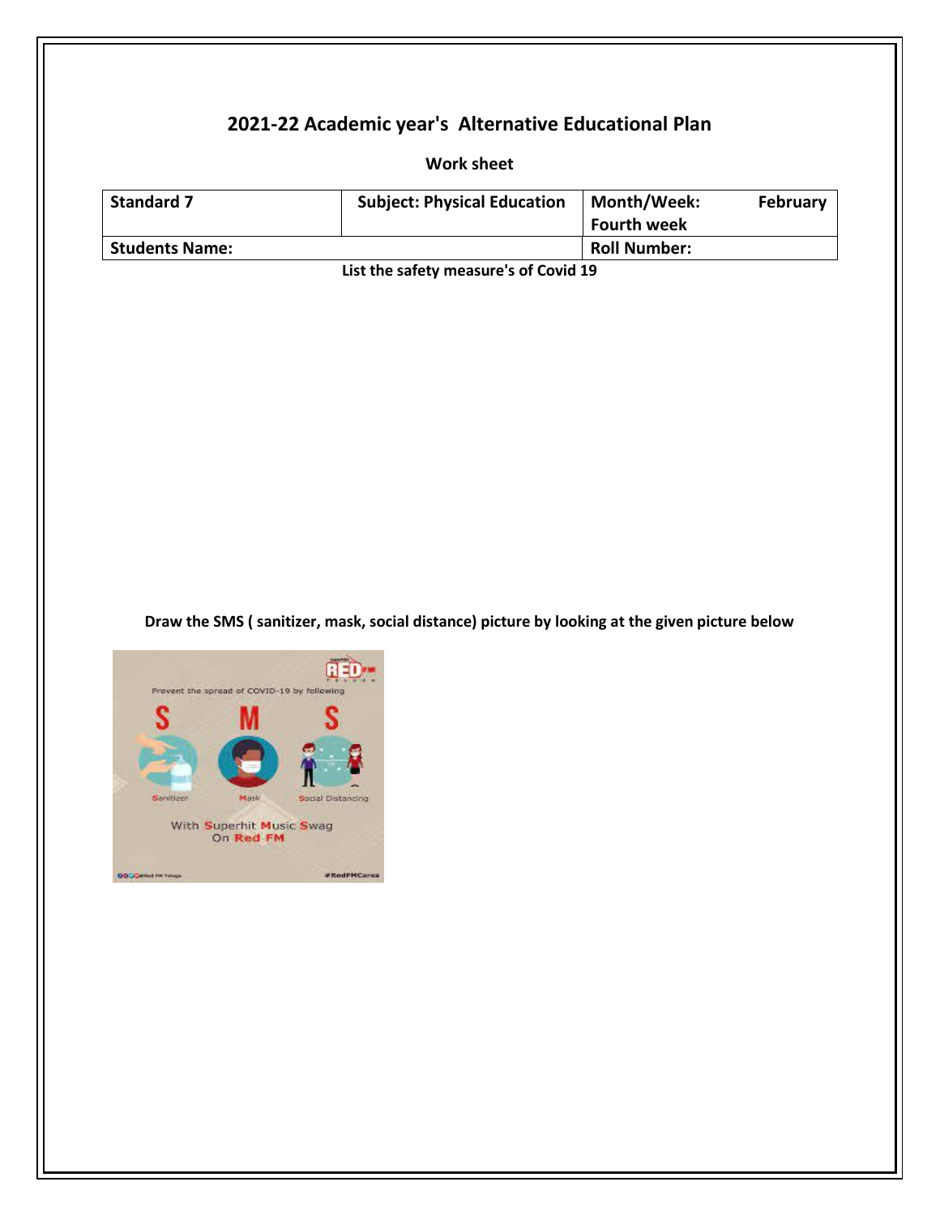# 2021-22 Academic year's Alternative Educational Plan

**Work sheet**

| | | |
|---|---|---|
| **Standard 7** | **Subject: Physical Education** | **Month/Week: February Fourth week** |
| **Students Name:** | | **Roll Number:** |

**List the safety measure's of Covid 19**

**Draw the SMS ( sanitizer, mask, social distance) picture by looking at the given picture below**